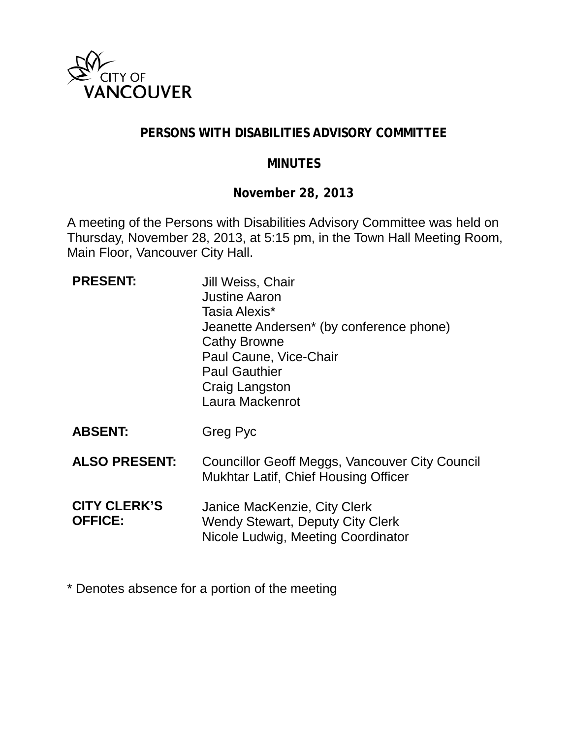CITY OF VANCOUVER

# PERSONS WITH DISABILITIES ADVISORY COMMITTEE

## MINUTES

### November 28, 2013

A meeting of the Persons with Disabilities Advisory Committee was held on Thursday, November 28, 2013, at 5:15 pm, in the Town Hall Meeting Room, Main Floor, Vancouver City Hall.

| | |
|---|---|
| **PRESENT:** | Jill Weiss, Chair<br>Justine Aaron<br>Tasia Alexis*<br>Jeanette Andersen* (by conference phone)<br>Cathy Browne<br>Paul Caune, Vice-Chair<br>Paul Gauthier<br>Craig Langston<br>Laura Mackenrot |
| **ABSENT:** | Greg Pyc |
| **ALSO PRESENT:** | Councillor Geoff Meggs, Vancouver City Council<br>Mukhtar Latif, Chief Housing Officer |
| **CITY CLERK'S OFFICE:** | Janice MacKenzie, City Clerk<br>Wendy Stewart, Deputy City Clerk<br>Nicole Ludwig, Meeting Coordinator |

* Denotes absence for a portion of the meeting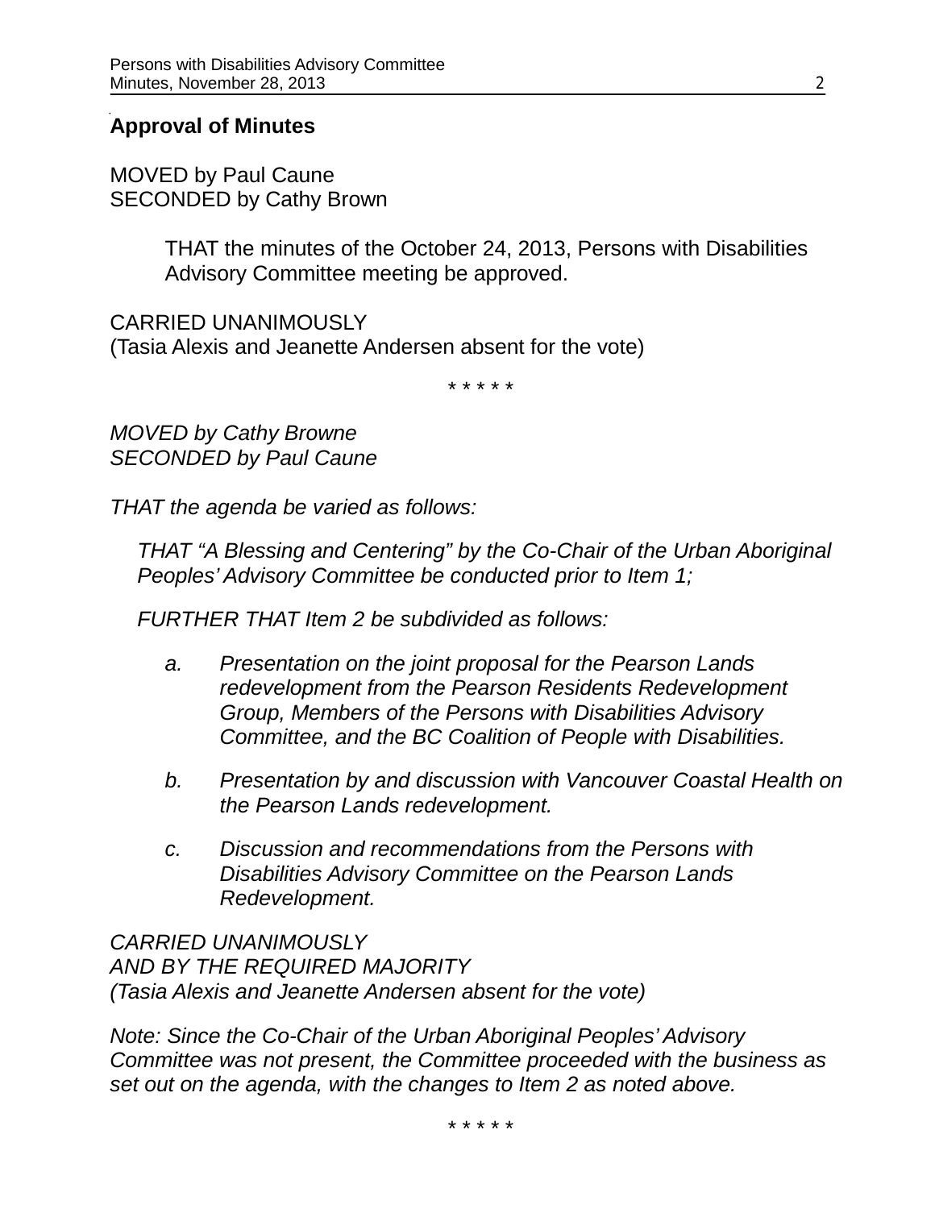**Approval of Minutes**

MOVED by Paul Caune
SECONDED by Cathy Brown

> THAT the minutes of the October 24, 2013, Persons with Disabilities Advisory Committee meeting be approved.

CARRIED UNANIMOUSLY
(Tasia Alexis and Jeanette Andersen absent for the vote)

\* \* \* \* \*

*MOVED by Cathy Browne*
*SECONDED by Paul Caune*

*THAT the agenda be varied as follows:*

> *THAT "A Blessing and Centering" by the Co-Chair of the Urban Aboriginal Peoples' Advisory Committee be conducted prior to Item 1;*
>
> *FURTHER THAT Item 2 be subdivided as follows:*
>
> a. *Presentation on the joint proposal for the Pearson Lands redevelopment from the Pearson Residents Redevelopment Group, Members of the Persons with Disabilities Advisory Committee, and the BC Coalition of People with Disabilities.*
>
> b. *Presentation by and discussion with Vancouver Coastal Health on the Pearson Lands redevelopment.*
>
> c. *Discussion and recommendations from the Persons with Disabilities Advisory Committee on the Pearson Lands Redevelopment.*

*CARRIED UNANIMOUSLY*
*AND BY THE REQUIRED MAJORITY*
*(Tasia Alexis and Jeanette Andersen absent for the vote)*

*Note: Since the Co-Chair of the Urban Aboriginal Peoples' Advisory Committee was not present, the Committee proceeded with the business as set out on the agenda, with the changes to Item 2 as noted above.*

\* \* \* \* \*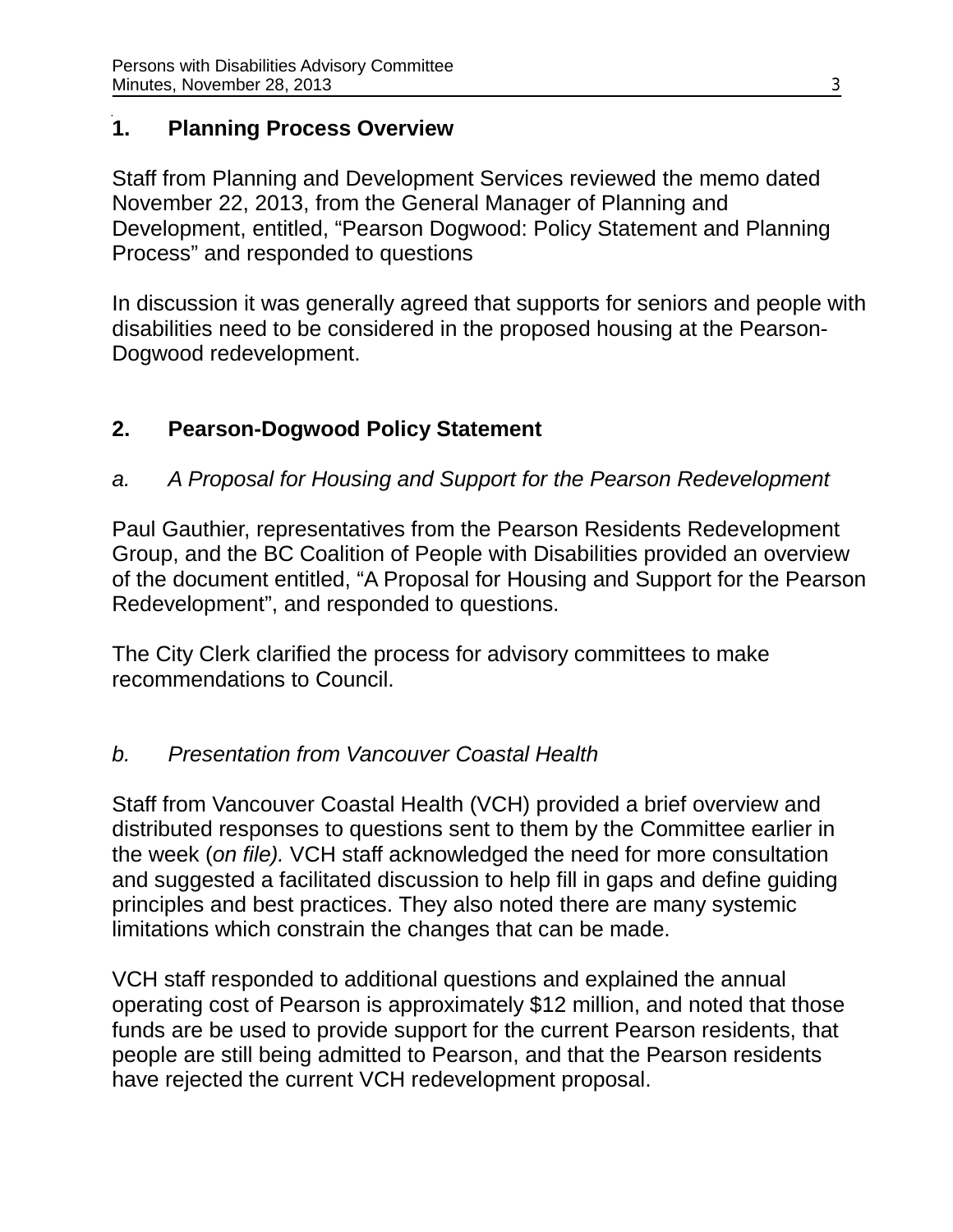## 1. Planning Process Overview

Staff from Planning and Development Services reviewed the memo dated November 22, 2013, from the General Manager of Planning and Development, entitled, "Pearson Dogwood: Policy Statement and Planning Process" and responded to questions

In discussion it was generally agreed that supports for seniors and people with disabilities need to be considered in the proposed housing at the Pearson-Dogwood redevelopment.

## 2. Pearson-Dogwood Policy Statement

### *a. A Proposal for Housing and Support for the Pearson Redevelopment*

Paul Gauthier, representatives from the Pearson Residents Redevelopment Group, and the BC Coalition of People with Disabilities provided an overview of the document entitled, "A Proposal for Housing and Support for the Pearson Redevelopment", and responded to questions.

The City Clerk clarified the process for advisory committees to make recommendations to Council.

### *b. Presentation from Vancouver Coastal Health*

Staff from Vancouver Coastal Health (VCH) provided a brief overview and distributed responses to questions sent to them by the Committee earlier in the week (*on file).* VCH staff acknowledged the need for more consultation and suggested a facilitated discussion to help fill in gaps and define guiding principles and best practices. They also noted there are many systemic limitations which constrain the changes that can be made.

VCH staff responded to additional questions and explained the annual operating cost of Pearson is approximately $12 million, and noted that those funds are be used to provide support for the current Pearson residents, that people are still being admitted to Pearson, and that the Pearson residents have rejected the current VCH redevelopment proposal.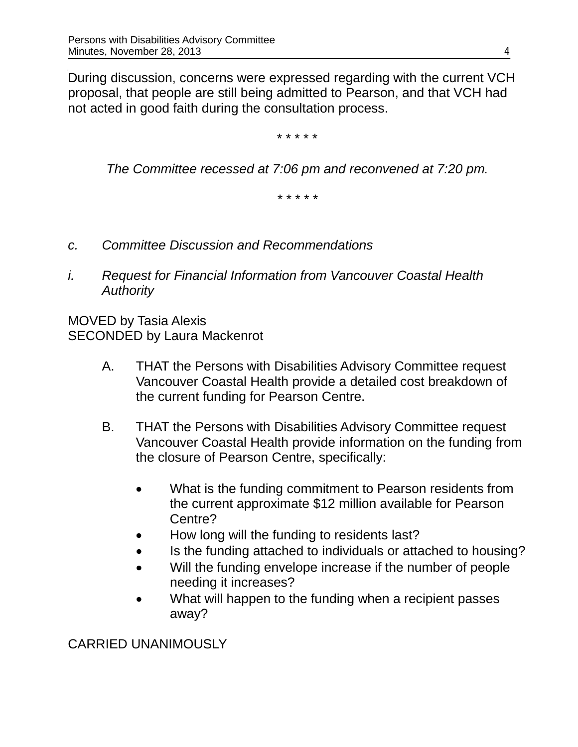During discussion, concerns were expressed regarding with the current VCH proposal, that people are still being admitted to Pearson, and that VCH had not acted in good faith during the consultation process.

\* \* \* \* \*

*The Committee recessed at 7:06 pm and reconvened at 7:20 pm.*

\* \* \* \* \*

*c. Committee Discussion and Recommendations*

*i. Request for Financial Information from Vancouver Coastal Health Authority*

MOVED by Tasia Alexis
SECONDED by Laura Mackenrot

A. THAT the Persons with Disabilities Advisory Committee request Vancouver Coastal Health provide a detailed cost breakdown of the current funding for Pearson Centre.

B. THAT the Persons with Disabilities Advisory Committee request Vancouver Coastal Health provide information on the funding from the closure of Pearson Centre, specifically:

- What is the funding commitment to Pearson residents from the current approximate $12 million available for Pearson Centre?
- How long will the funding to residents last?
- Is the funding attached to individuals or attached to housing?
- Will the funding envelope increase if the number of people needing it increases?
- What will happen to the funding when a recipient passes away?

CARRIED UNANIMOUSLY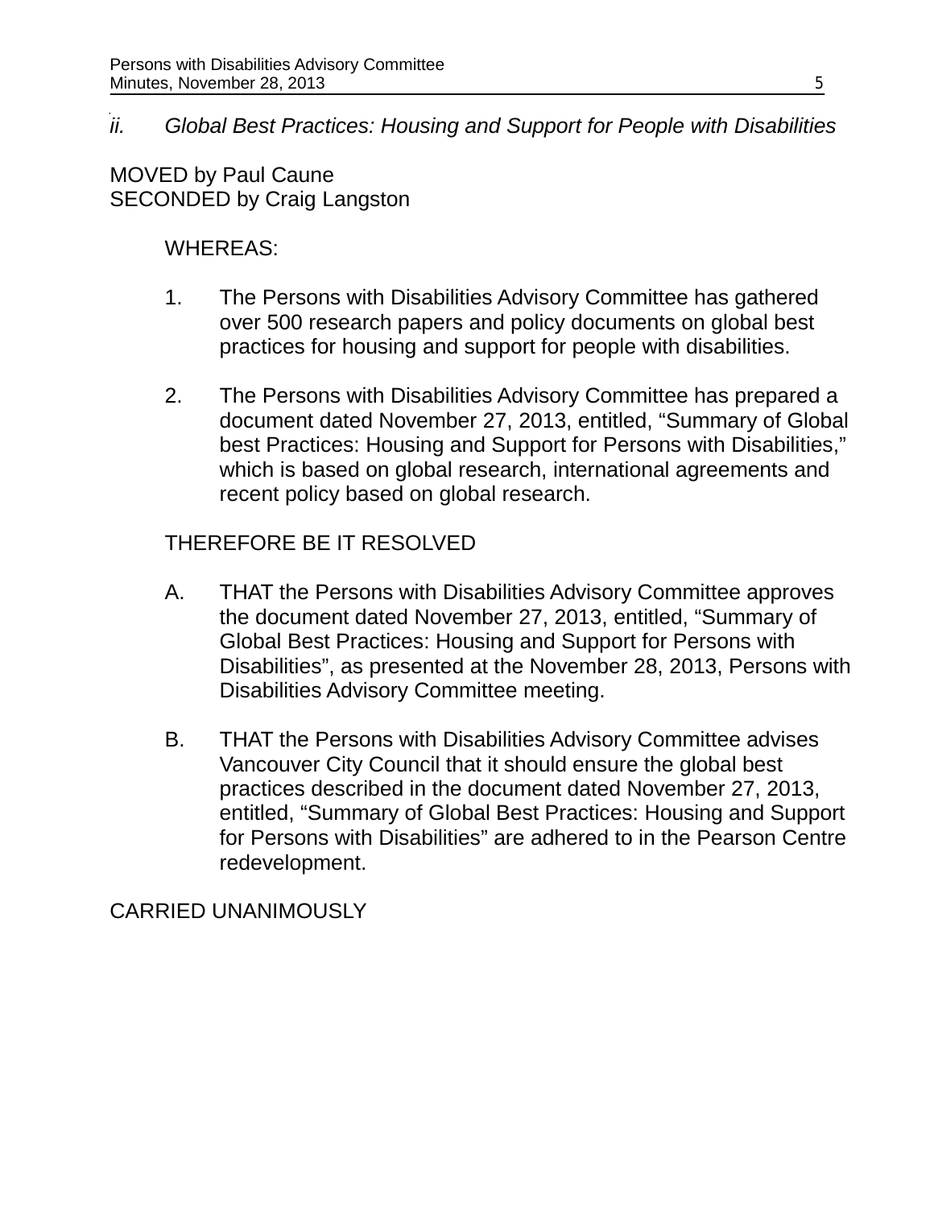*ii. Global Best Practices: Housing and Support for People with Disabilities*

MOVED by Paul Caune
SECONDED by Craig Langston

WHEREAS:

1. The Persons with Disabilities Advisory Committee has gathered over 500 research papers and policy documents on global best practices for housing and support for people with disabilities.

2. The Persons with Disabilities Advisory Committee has prepared a document dated November 27, 2013, entitled, "Summary of Global best Practices: Housing and Support for Persons with Disabilities," which is based on global research, international agreements and recent policy based on global research.

THEREFORE BE IT RESOLVED

A. THAT the Persons with Disabilities Advisory Committee approves the document dated November 27, 2013, entitled, "Summary of Global Best Practices: Housing and Support for Persons with Disabilities", as presented at the November 28, 2013, Persons with Disabilities Advisory Committee meeting.

B. THAT the Persons with Disabilities Advisory Committee advises Vancouver City Council that it should ensure the global best practices described in the document dated November 27, 2013, entitled, "Summary of Global Best Practices: Housing and Support for Persons with Disabilities" are adhered to in the Pearson Centre redevelopment.

CARRIED UNANIMOUSLY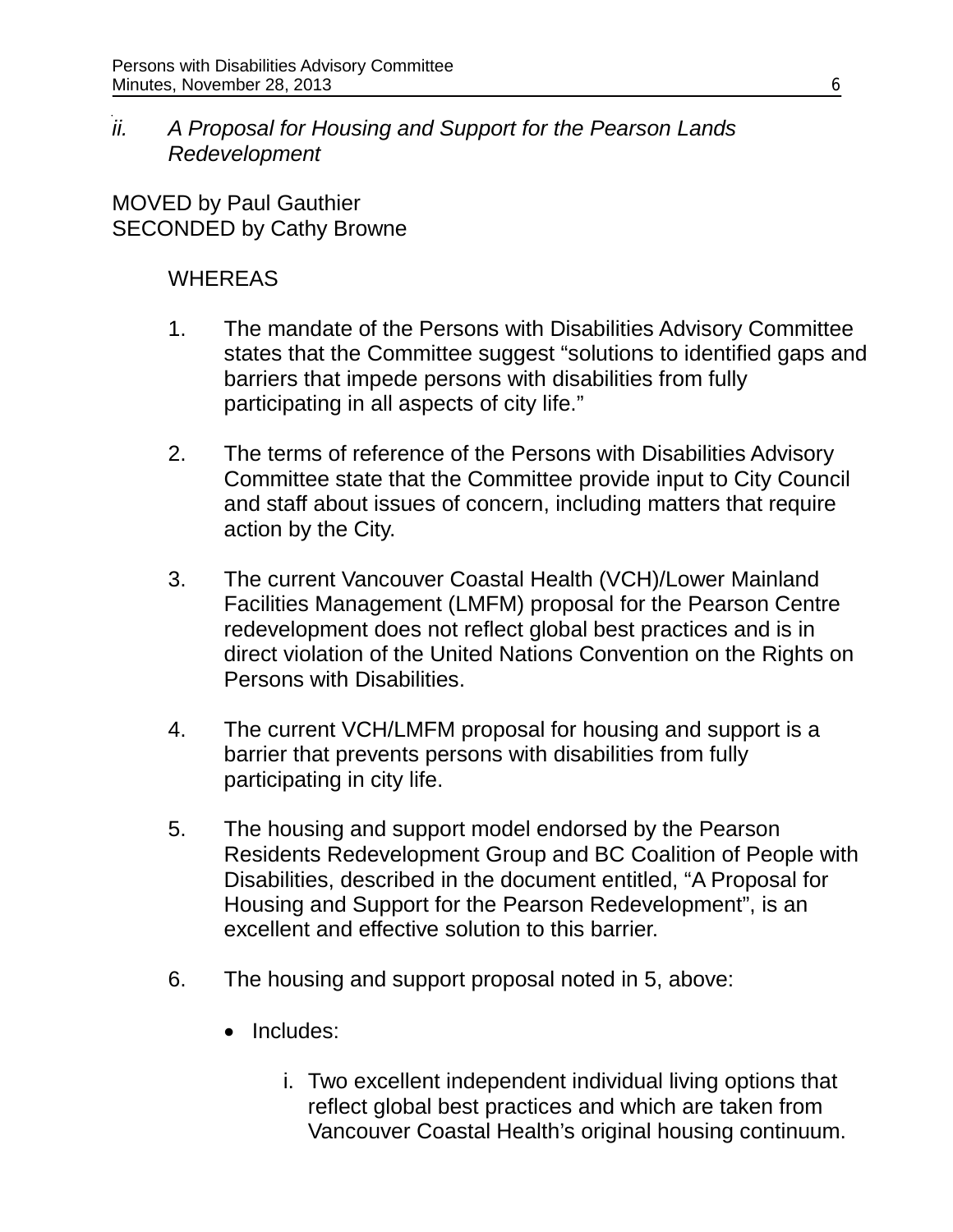*ii. A Proposal for Housing and Support for the Pearson Lands Redevelopment*

MOVED by Paul Gauthier
SECONDED by Cathy Browne

WHEREAS

1. The mandate of the Persons with Disabilities Advisory Committee states that the Committee suggest “solutions to identified gaps and barriers that impede persons with disabilities from fully participating in all aspects of city life.”

2. The terms of reference of the Persons with Disabilities Advisory Committee state that the Committee provide input to City Council and staff about issues of concern, including matters that require action by the City.

3. The current Vancouver Coastal Health (VCH)/Lower Mainland Facilities Management (LMFM) proposal for the Pearson Centre redevelopment does not reflect global best practices and is in direct violation of the United Nations Convention on the Rights on Persons with Disabilities.

4. The current VCH/LMFM proposal for housing and support is a barrier that prevents persons with disabilities from fully participating in city life.

5. The housing and support model endorsed by the Pearson Residents Redevelopment Group and BC Coalition of People with Disabilities, described in the document entitled, “A Proposal for Housing and Support for the Pearson Redevelopment”, is an excellent and effective solution to this barrier.

6. The housing and support proposal noted in 5, above:

   - Includes:

     i. Two excellent independent individual living options that reflect global best practices and which are taken from Vancouver Coastal Health’s original housing continuum.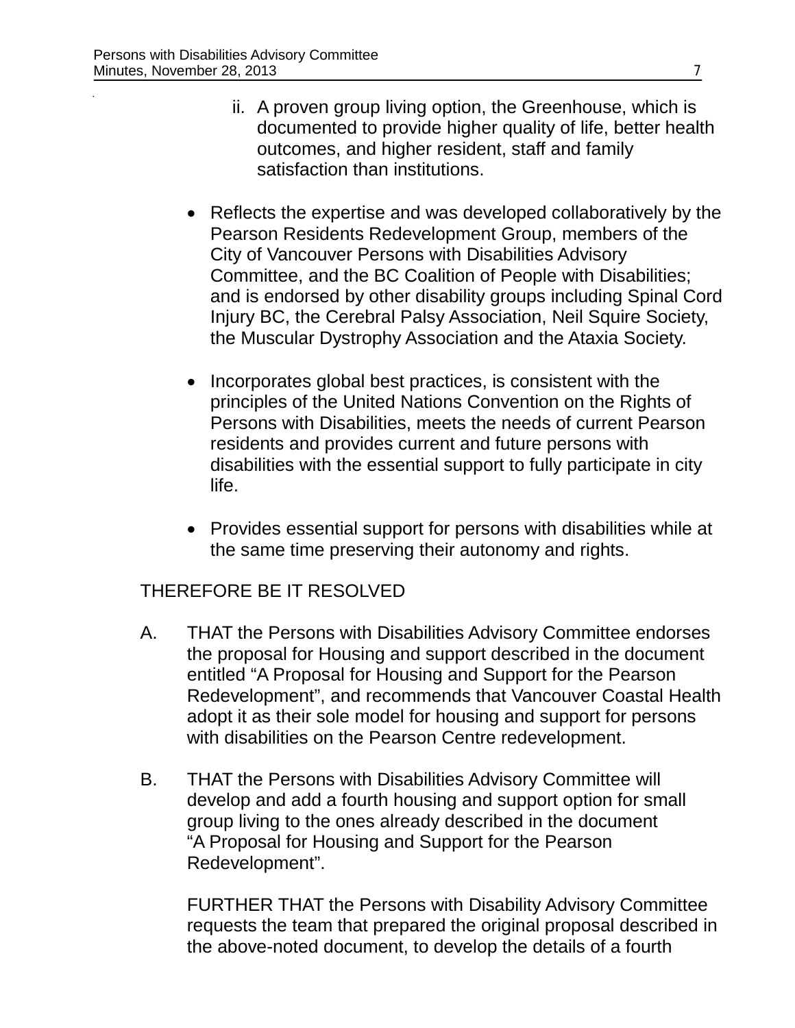ii. A proven group living option, the Greenhouse, which is documented to provide higher quality of life, better health outcomes, and higher resident, staff and family satisfaction than institutions.

- Reflects the expertise and was developed collaboratively by the Pearson Residents Redevelopment Group, members of the City of Vancouver Persons with Disabilities Advisory Committee, and the BC Coalition of People with Disabilities; and is endorsed by other disability groups including Spinal Cord Injury BC, the Cerebral Palsy Association, Neil Squire Society, the Muscular Dystrophy Association and the Ataxia Society.

- Incorporates global best practices, is consistent with the principles of the United Nations Convention on the Rights of Persons with Disabilities, meets the needs of current Pearson residents and provides current and future persons with disabilities with the essential support to fully participate in city life.

- Provides essential support for persons with disabilities while at the same time preserving their autonomy and rights.

THEREFORE BE IT RESOLVED

A. THAT the Persons with Disabilities Advisory Committee endorses the proposal for Housing and support described in the document entitled "A Proposal for Housing and Support for the Pearson Redevelopment", and recommends that Vancouver Coastal Health adopt it as their sole model for housing and support for persons with disabilities on the Pearson Centre redevelopment.

B. THAT the Persons with Disabilities Advisory Committee will develop and add a fourth housing and support option for small group living to the ones already described in the document "A Proposal for Housing and Support for the Pearson Redevelopment".

FURTHER THAT the Persons with Disability Advisory Committee requests the team that prepared the original proposal described in the above-noted document, to develop the details of a fourth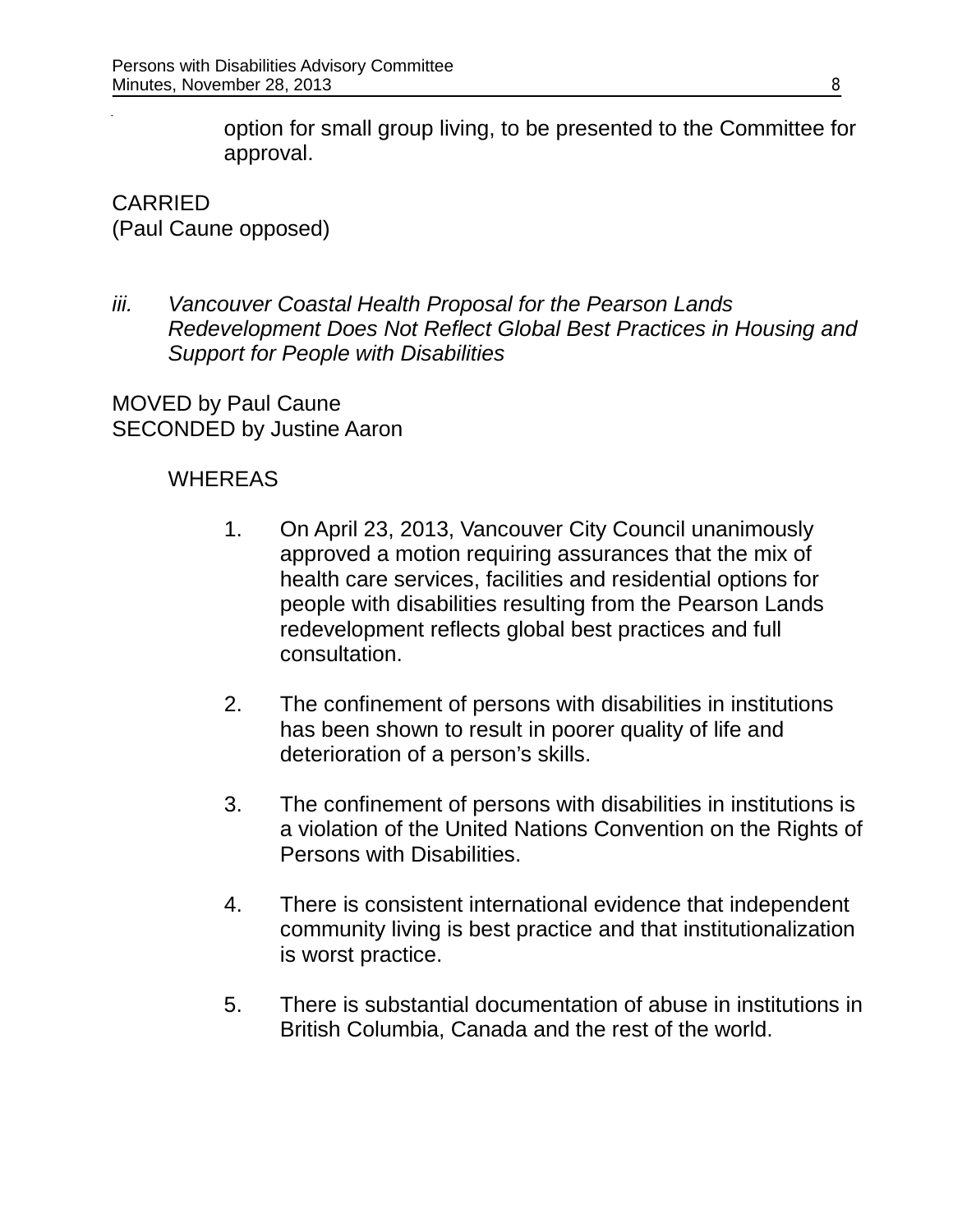option for small group living, to be presented to the Committee for approval.

CARRIED
(Paul Caune opposed)

*iii. Vancouver Coastal Health Proposal for the Pearson Lands Redevelopment Does Not Reflect Global Best Practices in Housing and Support for People with Disabilities*

MOVED by Paul Caune
SECONDED by Justine Aaron

WHEREAS

1. On April 23, 2013, Vancouver City Council unanimously approved a motion requiring assurances that the mix of health care services, facilities and residential options for people with disabilities resulting from the Pearson Lands redevelopment reflects global best practices and full consultation.

2. The confinement of persons with disabilities in institutions has been shown to result in poorer quality of life and deterioration of a person's skills.

3. The confinement of persons with disabilities in institutions is a violation of the United Nations Convention on the Rights of Persons with Disabilities.

4. There is consistent international evidence that independent community living is best practice and that institutionalization is worst practice.

5. There is substantial documentation of abuse in institutions in British Columbia, Canada and the rest of the world.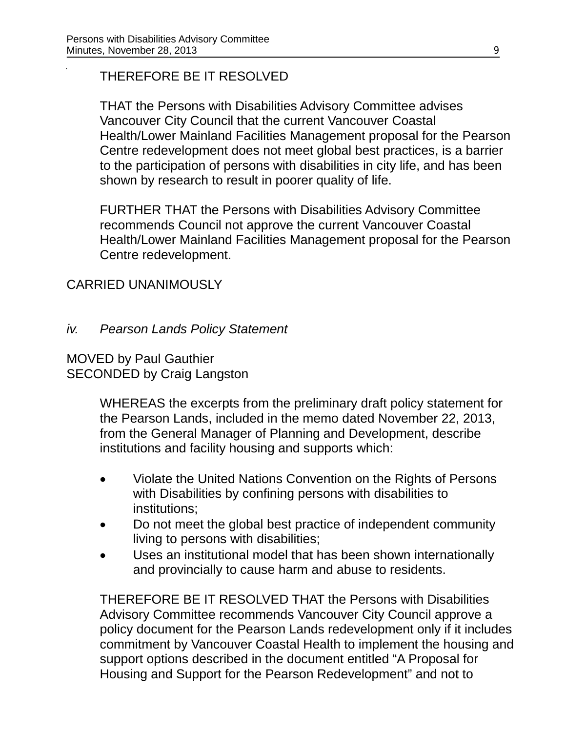THEREFORE BE IT RESOLVED

THAT the Persons with Disabilities Advisory Committee advises Vancouver City Council that the current Vancouver Coastal Health/Lower Mainland Facilities Management proposal for the Pearson Centre redevelopment does not meet global best practices, is a barrier to the participation of persons with disabilities in city life, and has been shown by research to result in poorer quality of life.

FURTHER THAT the Persons with Disabilities Advisory Committee recommends Council not approve the current Vancouver Coastal Health/Lower Mainland Facilities Management proposal for the Pearson Centre redevelopment.

CARRIED UNANIMOUSLY

*iv. Pearson Lands Policy Statement*

MOVED by Paul Gauthier
SECONDED by Craig Langston

WHEREAS the excerpts from the preliminary draft policy statement for the Pearson Lands, included in the memo dated November 22, 2013, from the General Manager of Planning and Development, describe institutions and facility housing and supports which:

- Violate the United Nations Convention on the Rights of Persons with Disabilities by confining persons with disabilities to institutions;
- Do not meet the global best practice of independent community living to persons with disabilities;
- Uses an institutional model that has been shown internationally and provincially to cause harm and abuse to residents.

THEREFORE BE IT RESOLVED THAT the Persons with Disabilities Advisory Committee recommends Vancouver City Council approve a policy document for the Pearson Lands redevelopment only if it includes commitment by Vancouver Coastal Health to implement the housing and support options described in the document entitled "A Proposal for Housing and Support for the Pearson Redevelopment" and not to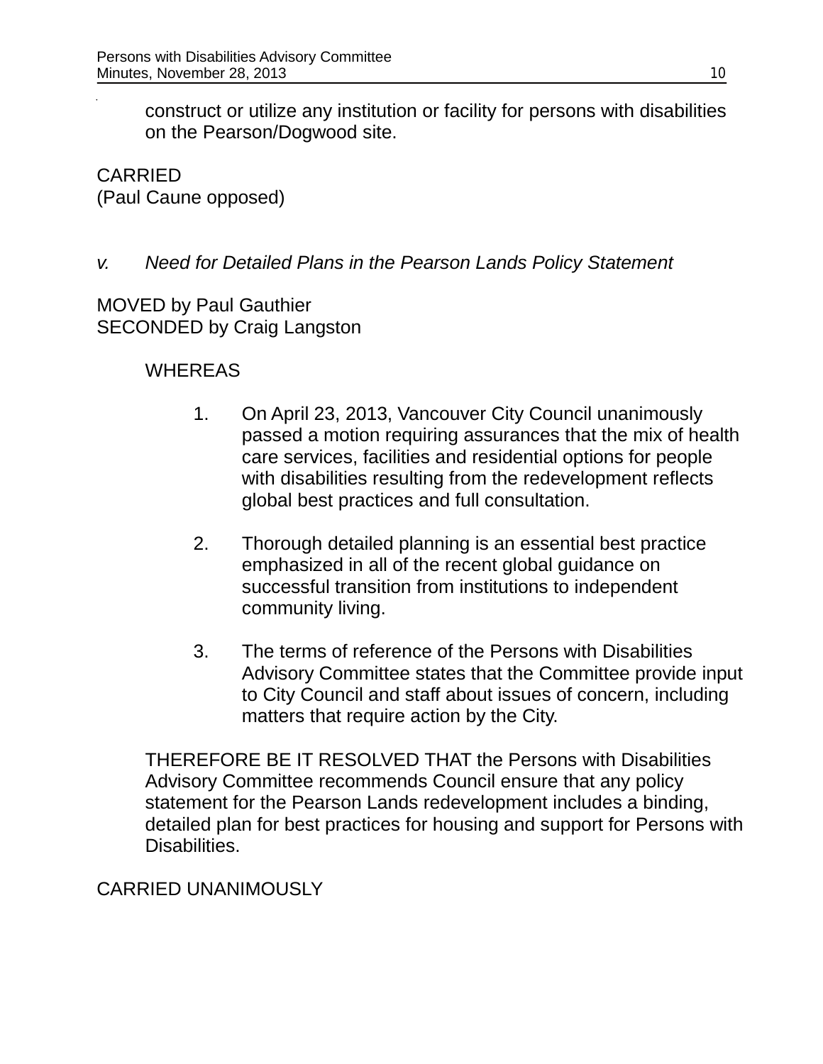construct or utilize any institution or facility for persons with disabilities on the Pearson/Dogwood site.

CARRIED
(Paul Caune opposed)

*v. Need for Detailed Plans in the Pearson Lands Policy Statement*

MOVED by Paul Gauthier
SECONDED by Craig Langston

WHEREAS

1. On April 23, 2013, Vancouver City Council unanimously passed a motion requiring assurances that the mix of health care services, facilities and residential options for people with disabilities resulting from the redevelopment reflects global best practices and full consultation.

2. Thorough detailed planning is an essential best practice emphasized in all of the recent global guidance on successful transition from institutions to independent community living.

3. The terms of reference of the Persons with Disabilities Advisory Committee states that the Committee provide input to City Council and staff about issues of concern, including matters that require action by the City.

THEREFORE BE IT RESOLVED THAT the Persons with Disabilities Advisory Committee recommends Council ensure that any policy statement for the Pearson Lands redevelopment includes a binding, detailed plan for best practices for housing and support for Persons with Disabilities.

CARRIED UNANIMOUSLY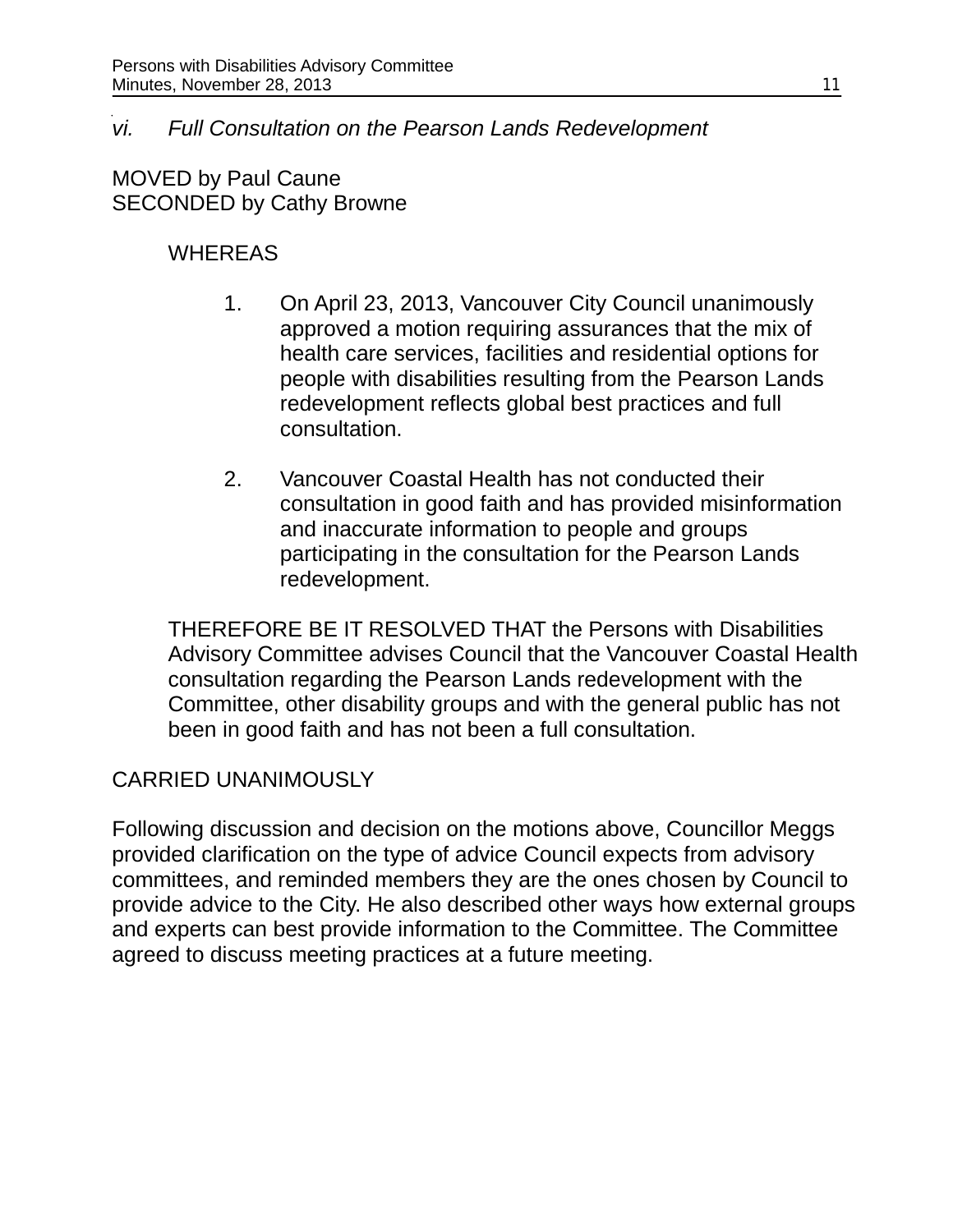*vi. Full Consultation on the Pearson Lands Redevelopment*

MOVED by Paul Caune
SECONDED by Cathy Browne

WHEREAS

1. On April 23, 2013, Vancouver City Council unanimously approved a motion requiring assurances that the mix of health care services, facilities and residential options for people with disabilities resulting from the Pearson Lands redevelopment reflects global best practices and full consultation.

2. Vancouver Coastal Health has not conducted their consultation in good faith and has provided misinformation and inaccurate information to people and groups participating in the consultation for the Pearson Lands redevelopment.

THEREFORE BE IT RESOLVED THAT the Persons with Disabilities Advisory Committee advises Council that the Vancouver Coastal Health consultation regarding the Pearson Lands redevelopment with the Committee, other disability groups and with the general public has not been in good faith and has not been a full consultation.

CARRIED UNANIMOUSLY

Following discussion and decision on the motions above, Councillor Meggs provided clarification on the type of advice Council expects from advisory committees, and reminded members they are the ones chosen by Council to provide advice to the City. He also described other ways how external groups and experts can best provide information to the Committee. The Committee agreed to discuss meeting practices at a future meeting.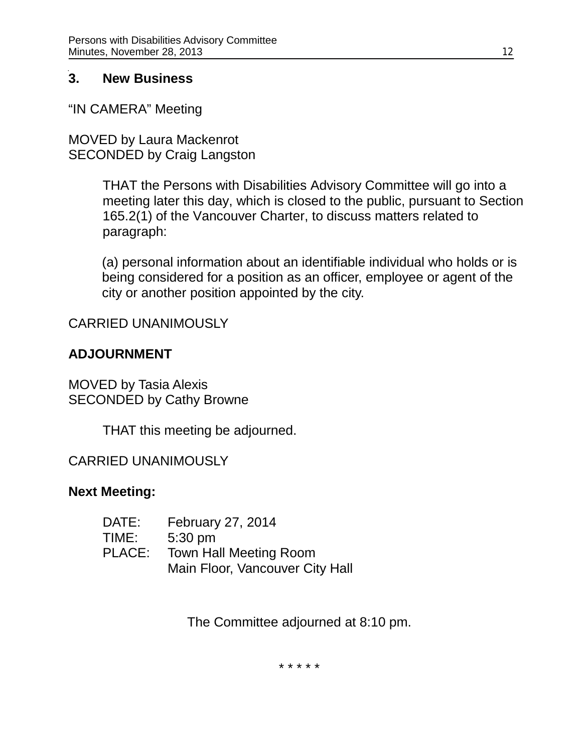## 3. New Business

"IN CAMERA" Meeting

MOVED by Laura Mackenrot
SECONDED by Craig Langston

> THAT the Persons with Disabilities Advisory Committee will go into a meeting later this day, which is closed to the public, pursuant to Section 165.2(1) of the Vancouver Charter, to discuss matters related to paragraph:
>
> (a) personal information about an identifiable individual who holds or is being considered for a position as an officer, employee or agent of the city or another position appointed by the city.

CARRIED UNANIMOUSLY

**ADJOURNMENT**

MOVED by Tasia Alexis
SECONDED by Cathy Browne

> THAT this meeting be adjourned.

CARRIED UNANIMOUSLY

**Next Meeting:**

DATE: February 27, 2014
TIME: 5:30 pm
PLACE: Town Hall Meeting Room
Main Floor, Vancouver City Hall

The Committee adjourned at 8:10 pm.

* * * * *